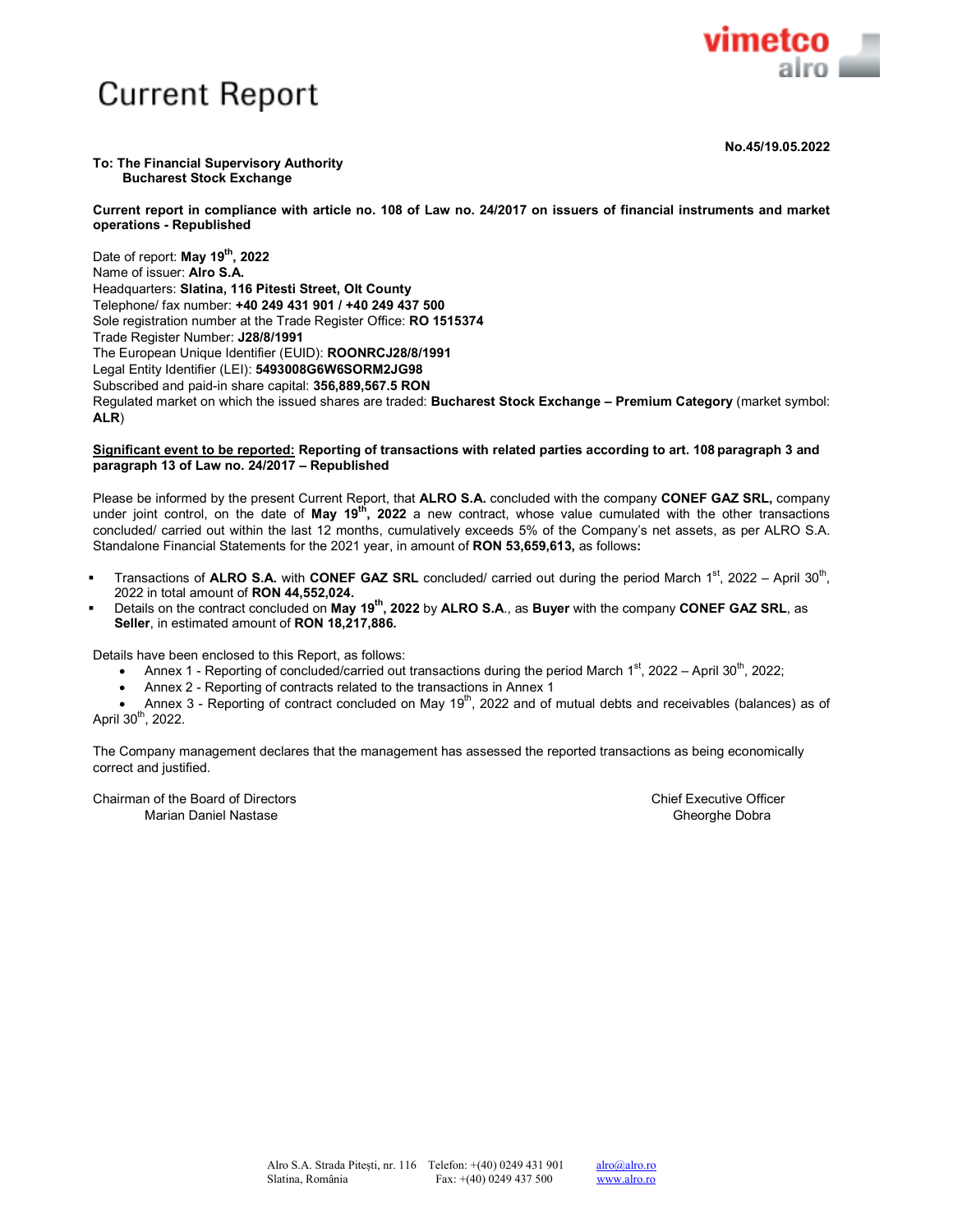# Current Report

**No.45/19.05.2022**

**To: The Financial Supervisory Authority**
**Bucharest Stock Exchange**

**Current report in compliance with article no. 108 of Law no. 24/2017 on issuers of financial instruments and market operations - Republished**

Date of report: **May 19th, 2022**
Name of issuer: **Alro S.A.**
Headquarters: **Slatina, 116 Pitesti Street, Olt County**
Telephone/ fax number: **+40 249 431 901 / +40 249 437 500**
Sole registration number at the Trade Register Office: **RO 1515374**
Trade Register Number: **J28/8/1991**
The European Unique Identifier (EUID): **ROONRCJ28/8/1991**
Legal Entity Identifier (LEI): **5493008G6W6SORM2JG98**
Subscribed and paid-in share capital: **356,889,567.5 RON**
Regulated market on which the issued shares are traded: **Bucharest Stock Exchange – Premium Category** (market symbol: **ALR**)

**Significant event to be reported: Reporting of transactions with related parties according to art. 108 paragraph 3 and paragraph 13 of Law no. 24/2017 – Republished**

Please be informed by the present Current Report, that **ALRO S.A.** concluded with the company **CONEF GAZ SRL,** company under joint control, on the date of **May 19th, 2022** a new contract, whose value cumulated with the other transactions concluded/ carried out within the last 12 months, cumulatively exceeds 5% of the Company's net assets, as per ALRO S.A. Standalone Financial Statements for the 2021 year, in amount of **RON 53,659,613,** as follows**:**

- Transactions of **ALRO S.A.** with **CONEF GAZ SRL** concluded/ carried out during the period March 1st, 2022 – April 30th, 2022 in total amount of **RON 44,552,024.**
- Details on the contract concluded on **May 19th, 2022** by **ALRO S.A**., as **Buyer** with the company **CONEF GAZ SRL**, as **Seller**, in estimated amount of **RON 18,217,886.**

Details have been enclosed to this Report, as follows:

- Annex 1 - Reporting of concluded/carried out transactions during the period March 1st, 2022 – April 30th, 2022;
- Annex 2 - Reporting of contracts related to the transactions in Annex 1
- Annex 3 - Reporting of contract concluded on May 19th, 2022 and of mutual debts and receivables (balances) as of April 30th, 2022.

The Company management declares that the management has assessed the reported transactions as being economically correct and justified.

Chairman of the Board of Directors
Marian Daniel Nastase

Chief Executive Officer
Gheorghe Dobra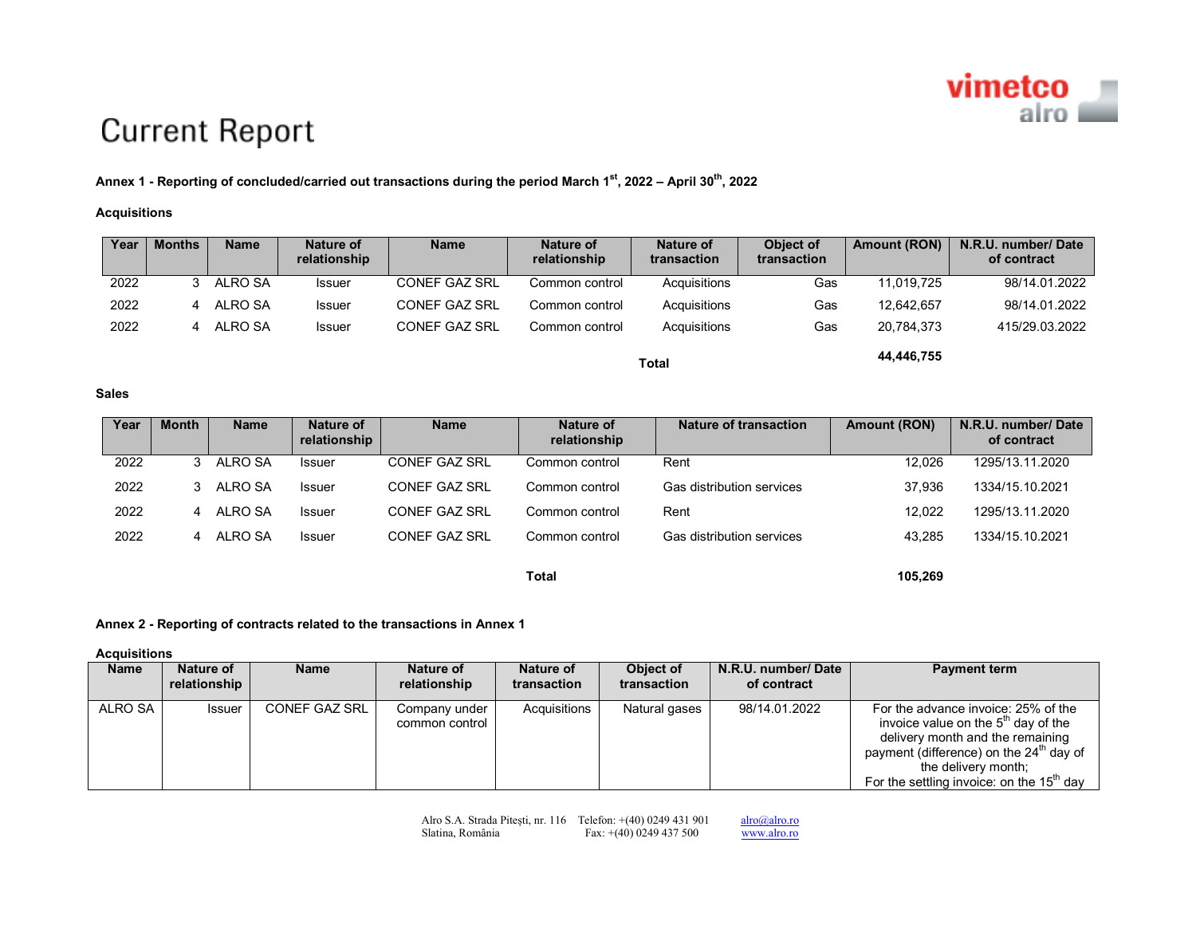# Current Report

**Annex 1 - Reporting of concluded/carried out transactions during the period March 1st, 2022 – April 30th, 2022**

**Acquisitions**

| Year | Months | Name | Nature of relationship | Name | Nature of relationship | Nature of transaction | Object of transaction | Amount (RON) | N.R.U. number/ Date of contract |
|---|---|---|---|---|---|---|---|---|---|
| 2022 | 3 | ALRO SA | Issuer | CONEF GAZ SRL | Common control | Acquisitions | Gas | 11,019,725 | 98/14.01.2022 |
| 2022 | 4 | ALRO SA | Issuer | CONEF GAZ SRL | Common control | Acquisitions | Gas | 12,642,657 | 98/14.01.2022 |
| 2022 | 4 | ALRO SA | Issuer | CONEF GAZ SRL | Common control | Acquisitions | Gas | 20,784,373 | 415/29.03.2022 |
| | | | | | | **Total** | | **44,446,755** | |

**Sales**

| Year | Month | Name | Nature of relationship | Name | Nature of relationship | Nature of transaction | Amount (RON) | N.R.U. number/ Date of contract |
|---|---|---|---|---|---|---|---|---|
| 2022 | 3 | ALRO SA | Issuer | CONEF GAZ SRL | Common control | Rent | 12,026 | 1295/13.11.2020 |
| 2022 | 3 | ALRO SA | Issuer | CONEF GAZ SRL | Common control | Gas distribution services | 37,936 | 1334/15.10.2021 |
| 2022 | 4 | ALRO SA | Issuer | CONEF GAZ SRL | Common control | Rent | 12,022 | 1295/13.11.2020 |
| 2022 | 4 | ALRO SA | Issuer | CONEF GAZ SRL | Common control | Gas distribution services | 43,285 | 1334/15.10.2021 |
| | | | | | **Total** | | **105,269** | |

**Annex 2 - Reporting of contracts related to the transactions in Annex 1**

**Acquisitions**

| Name | Nature of relationship | Name | Nature of relationship | Nature of transaction | Object of transaction | N.R.U. number/ Date of contract | Payment term |
|---|---|---|---|---|---|---|---|
| ALRO SA | Issuer | CONEF GAZ SRL | Company under common control | Acquisitions | Natural gases | 98/14.01.2022 | For the advance invoice: 25% of the invoice value on the 5th day of the delivery month and the remaining payment (difference) on the 24th day of the delivery month; For the settling invoice: on the 15th day |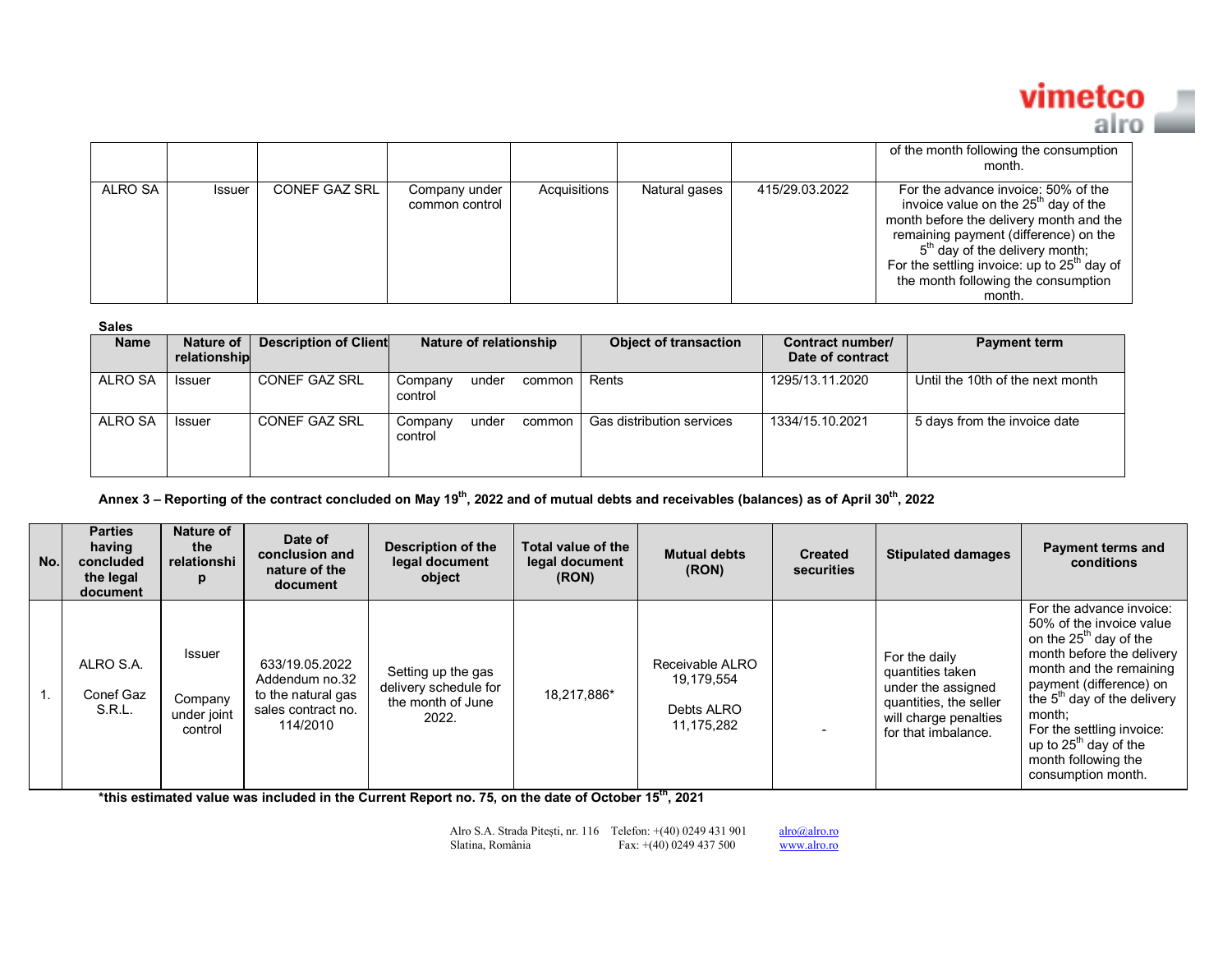| | | | | | | | |
|---|---|---|---|---|---|---|---|
| | | | | | | | of the month following the consumption month. |
| ALRO SA | Issuer | CONEF GAZ SRL | Company under common control | Acquisitions | Natural gases | 415/29.03.2022 | For the advance invoice: 50% of the invoice value on the 25th day of the month before the delivery month and the remaining payment (difference) on the 5th day of the delivery month; For the settling invoice: up to 25th day of the month following the consumption month. |

**Sales**

| Name | Nature of relationship | Description of Client | Nature of relationship | Object of transaction | Contract number/ Date of contract | Payment term |
|---|---|---|---|---|---|---|
| ALRO SA | Issuer | CONEF GAZ SRL | Company under common control | Rents | 1295/13.11.2020 | Until the 10th of the next month |
| ALRO SA | Issuer | CONEF GAZ SRL | Company under common control | Gas distribution services | 1334/15.10.2021 | 5 days from the invoice date |

**Annex 3 – Reporting of the contract concluded on May 19th, 2022 and of mutual debts and receivables (balances) as of April 30th, 2022**

| No. | Parties having concluded the legal document | Nature of the relationship | Date of conclusion and nature of the document | Description of the legal document object | Total value of the legal document (RON) | Mutual debts (RON) | Created securities | Stipulated damages | Payment terms and conditions |
|---|---|---|---|---|---|---|---|---|---|
| 1. | ALRO S.A.<br><br>Conef Gaz S.R.L. | Issuer<br><br>Company under joint control | 633/19.05.2022 Addendum no.32 to the natural gas sales contract no. 114/2010 | Setting up the gas delivery schedule for the month of June 2022. | 18,217,886* | Receivable ALRO 19,179,554<br><br>Debts ALRO 11,175,282 | - | For the daily quantities taken under the assigned quantities, the seller will charge penalties for that imbalance. | For the advance invoice: 50% of the invoice value on the 25th day of the month before the delivery month and the remaining payment (difference) on the 5th day of the delivery month;<br>For the settling invoice: up to 25th day of the month following the consumption month. |

**\*this estimated value was included in the Current Report no. 75, on the date of October 15th, 2021**